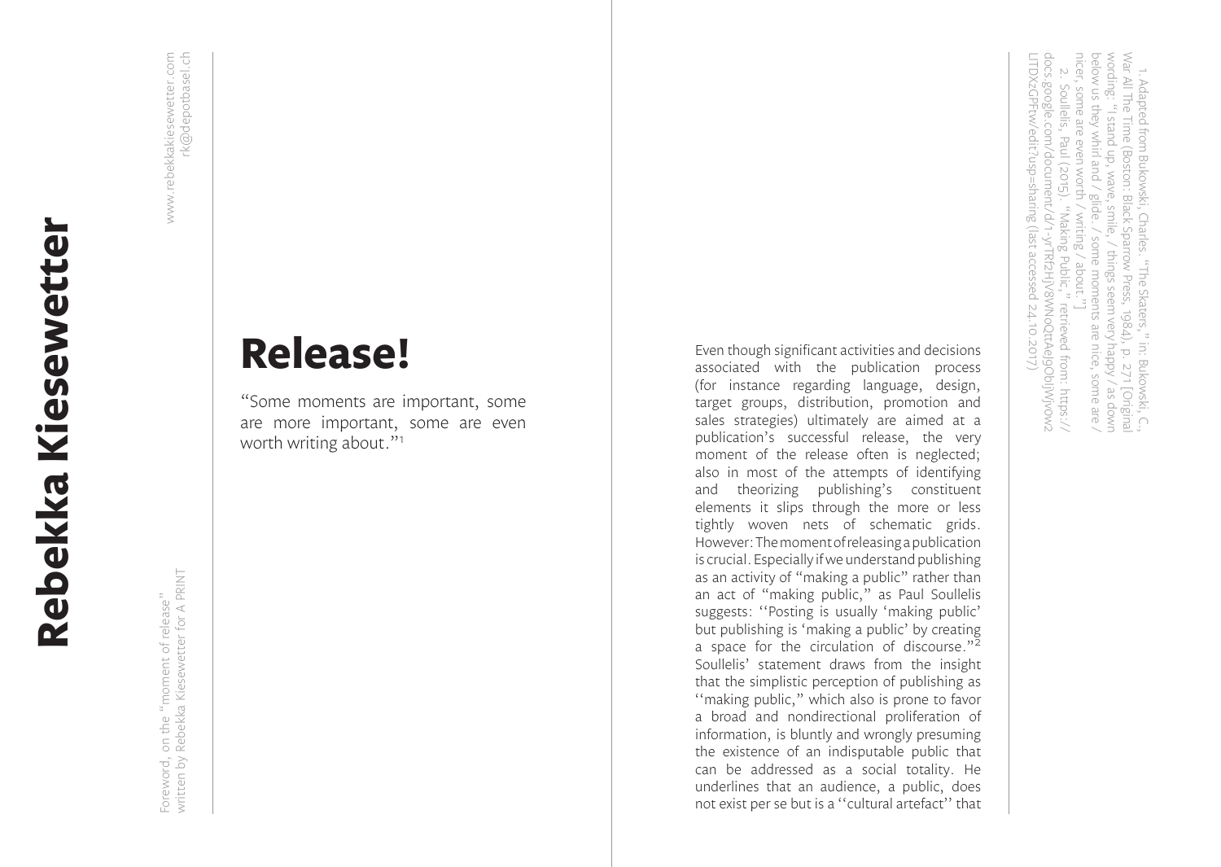# Rebekka Kiesewetter

www.rebekkakiesewetter.com
rk@depotbasel.ch

Foreword, on the "moment of release"
written by Rebekka Kiesewetter for A PRINT

## Release!

"Some moments are important, some are more important, some are even worth writing about."[1]

Even though significant activities and decisions associated with the publication process (for instance regarding language, design, target groups, distribution, promotion and sales strategies) ultimately are aimed at a publication's successful release, the very moment of the release often is neglected; also in most of the attempts of identifying and theorizing publishing's constituent elements it slips through the more or less tightly woven nets of schematic grids. However: The moment of releasing a publication is crucial. Especially if we understand publishing as an activity of "making a public" rather than an act of "making public," as Paul Soullelis suggests: ''Posting is usually 'making public' but publishing is 'making a public' by creating a space for the circulation of discourse."[2] Soullelis' statement draws from the insight that the simplistic perception of publishing as ''making public," which also is prone to favor a broad and nondirectional proliferation of information, is bluntly and wrongly presuming the existence of an indisputable public that can be addressed as a social totality. He underlines that an audience, a public, does not exist per se but is a ''cultural artefact'' that

1. Adapted from Bukowski, Charles. "The Skaters," in: Bukowski, C., War All The Time (Boston: Black Sparrow Press, 1984), p. 271 [Original wording: "I stand up, wave, smile, / things seem very happy / as down below us they whirl and / glide. / some moments are nice, some are / nicer, some are even worth / writing / about."]

2. Soullelis, Paul (2015). "Making Public," retrieved from: https://docs.google.com/document/d/1-yrTRf2hIY8WNoQttAeJgOb1jWjvow2LITDXzGPFtw/edit?usp=sharing (last accessed 24.10.2017)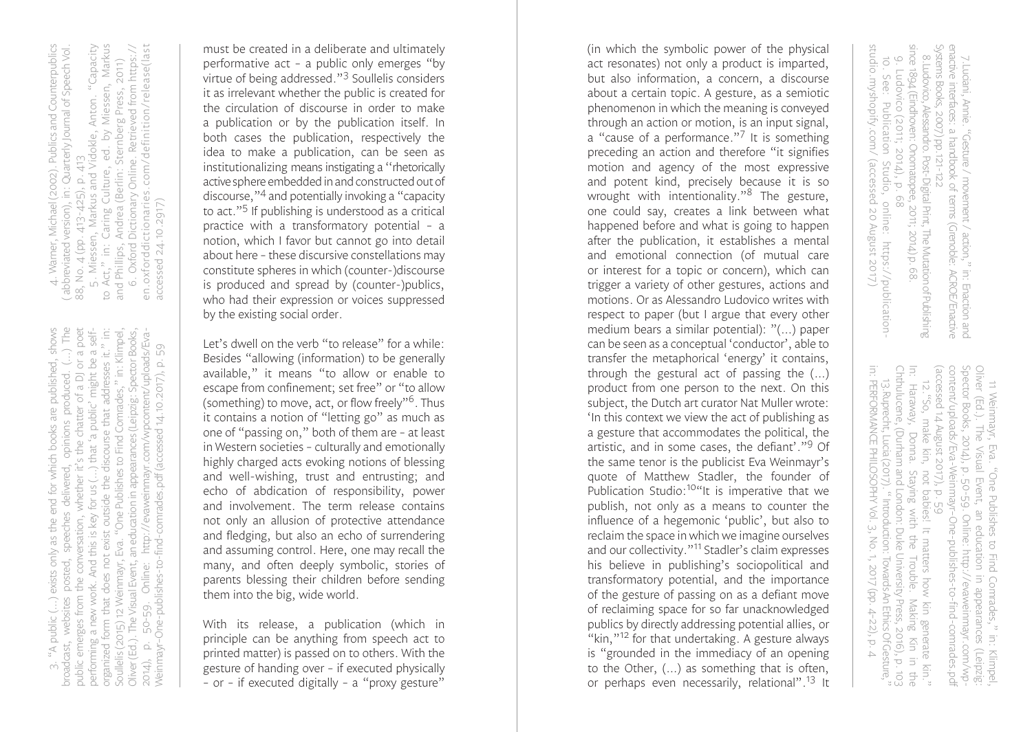must be created in a deliberate and ultimately performative act – a public only emerges "by virtue of being addressed."[3] Soullelis considers it as irrelevant whether the public is created for the circulation of discourse in order to make a publication or by the publication itself. In both cases the publication, respectively the idea to make a publication, can be seen as institutionalizing means instigating a "rhetorically active sphere embedded in and constructed out of discourse,"[4] and potentially invoking a "capacity to act."[5] If publishing is understood as a critical practice with a transformatory potential – a notion, which I favor but cannot go into detail about here – these discursive constellations may constitute spheres in which (counter-)discourse is produced and spread by (counter-)publics, who had their expression or voices suppressed by the existing social order.

Let's dwell on the verb "to release" for a while: Besides "allowing (information) to be generally available," it means "to allow or enable to escape from confinement; set free" or "to allow (something) to move, act, or flow freely"[6]. Thus it contains a notion of "letting go" as much as one of "passing on," both of them are – at least in Western societies – culturally and emotionally highly charged acts evoking notions of blessing and well-wishing, trust and entrusting; and echo of abdication of responsibility, power and involvement. The term release contains not only an allusion of protective attendance and fledgling, but also an echo of surrendering and assuming control. Here, one may recall the many, and often deeply symbolic, stories of parents blessing their children before sending them into the big, wide world.

With its release, a publication (which in principle can be anything from speech act to printed matter) is passed on to others. With the gesture of handing over – if executed physically – or – if executed digitally – a "proxy gesture" (in which the symbolic power of the physical act resonates) not only a product is imparted, but also information, a concern, a discourse about a certain topic. A gesture, as a semiotic phenomenon in which the meaning is conveyed through an action or motion, is an input signal, a "cause of a performance."[7] It is something preceding an action and therefore "it signifies motion and agency of the most expressive and potent kind, precisely because it is so wrought with intentionality."[8] The gesture, one could say, creates a link between what happened before and what is going to happen after the publication, it establishes a mental and emotional connection (of mutual care or interest for a topic or concern), which can trigger a variety of other gestures, actions and motions. Or as Alessandro Ludovico writes with respect to paper (but I argue that every other medium bears a similar potential): "(...) paper can be seen as a conceptual 'conductor', able to transfer the metaphorical 'energy' it contains, through the gestural act of passing the (...) product from one person to the next. On this subject, the Dutch art curator Nat Muller wrote: 'In this context we view the act of publishing as a gesture that accommodates the political, the artistic, and in some cases, the defiant'."[9] Of the same tenor is the publicist Eva Weinmayr's quote of Matthew Stadler, the founder of Publication Studio:[10] "It is imperative that we publish, not only as a means to counter the influence of a hegemonic 'public', but also to reclaim the space in which we imagine ourselves and our collectivity."[11] Stadler's claim expresses his believe in publishing's sociopolitical and transformatory potential, and the importance of the gesture of passing on as a defiant move of reclaiming space for so far unacknowledged publics by directly addressing potential allies, or "kin,"[12] for that undertaking. A gesture always is "grounded in the immediacy of an opening to the Other, (...) as something that is often, or perhaps even necessarily, relational".[13] It

---

3. "A public (...) exists only as the end for which books are published, shows broadcast, websites posted, speeches delivered, opinions produced. (...) The public emerges from the conversation, whether it's the chatter of a DJ or a poet performing a new work. And this is key for us (...) that 'a public' might be a self-organized form that does not exist outside the discourse that addresses it." in: Soullelis (2015) 12 Weinmayr, Eva. "One Publishes to Find Comrades," in: Klimpel, Oliver (Ed.). The Visual Event, an education in appearances (Leipzig: Spector Books, 2014), p. 50-59. Online: http://evaweinmayr.com/wpcontent/uploads/Eva-Weinmayr-One-publishes-to-find-comrades.pdf (accessed 14.10.2017), p. 59

4. Warner, Michael (2002). Publics and Counterpublics (abbreviated version), in: Quarterly Journal of Speech Vol. 88, No. 4 (pp. 413-425), p. 413

5. Miessen, Markus and Vidokle, Anton. "Capacity to Act," in: Caring Culture, ed. by Miessen, Markus and Phillips, Andrea (Berlin: Sternberg Press, 2011)

6. Oxford Dictionary Online. Retrieved from https://en.oxforddictionaries.com/definition/release (last accessed 24.10.2017)

7. Luciani, Annie. "Gesture / movement / action," in: Enaction and enactive interfaces: a handbook of terms (Grenoble: ACROE/Enactive Systems Books, 2007) pp. 121-122

8. Ludovico, Alessandro. Post-Digital Print. The Mutation of Publishing since 1894 (Eindhoven: Onomatopee, 2011; 2014) p. 68.

9. Ludovico (2011, 2014), p. 68

10. See: Publication Studio, online: https://publication-studio.myshopify.com/ (accessed 20 August 2017)

11. Weinmayr, Eva. "One Publishes to Find Comrades," in: Klimpel, Oliver (Ed.). The Visual Event, an education in appearances (Leipzig: Spector Books, 2014), p. 50-59. Online: http://evaweinmayr.com/wp-content/uploads/Eva-Weinmayr-One-publishes-to-find-comrades.pdf (accessed 14 August 2017). p. 59

12. "So, make kin, not babies! It matters how kin generate kin." In: Haraway, Donna. Staying with the Trouble. Making Kin in the Chthulucene. (Durham and London: Duke University Press, 2016), p. 103

13. Ruprecht, Lucia (2017). "Introduction: Towards An Ethics Of Gesture," in: PERFORMANCE PHILOSOPHY Vol. 3, No. 1, 2017 (pp. 4-22), p. 4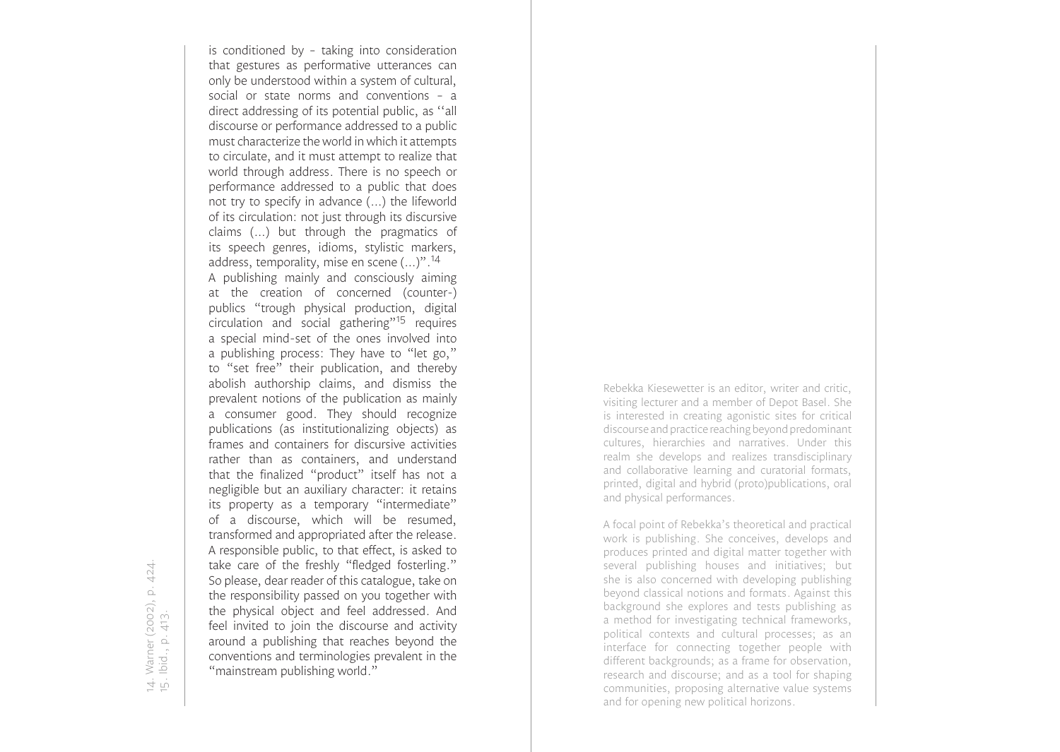is conditioned by – taking into consideration that gestures as performative utterances can only be understood within a system of cultural, social or state norms and conventions – a direct addressing of its potential public, as ''all discourse or performance addressed to a public must characterize the world in which it attempts to circulate, and it must attempt to realize that world through address. There is no speech or performance addressed to a public that does not try to specify in advance (...) the lifeworld of its circulation: not just through its discursive claims (...) but through the pragmatics of its speech genres, idioms, stylistic markers, address, temporality, mise en scene (...)".[14]

A publishing mainly and consciously aiming at the creation of concerned (counter-) publics "trough physical production, digital circulation and social gathering"[15] requires a special mind-set of the ones involved into a publishing process: They have to "let go," to "set free" their publication, and thereby abolish authorship claims, and dismiss the prevalent notions of the publication as mainly a consumer good. They should recognize publications (as institutionalizing objects) as frames and containers for discursive activities rather than as containers, and understand that the finalized "product" itself has not a negligible but an auxiliary character: it retains its property as a temporary "intermediate" of a discourse, which will be resumed, transformed and appropriated after the release. A responsible public, to that effect, is asked to take care of the freshly "fledged fosterling." So please, dear reader of this catalogue, take on the responsibility passed on you together with the physical object and feel addressed. And feel invited to join the discourse and activity around a publishing that reaches beyond the conventions and terminologies prevalent in the "mainstream publishing world."

14. Warner (2002), p. 424.
15. Ibid., p. 413.

Rebekka Kiesewetter is an editor, writer and critic, visiting lecturer and a member of Depot Basel. She is interested in creating agonistic sites for critical discourse and practice reaching beyond predominant cultures, hierarchies and narratives. Under this realm she develops and realizes transdisciplinary and collaborative learning and curatorial formats, printed, digital and hybrid (proto)publications, oral and physical performances.

A focal point of Rebekka's theoretical and practical work is publishing. She conceives, develops and produces printed and digital matter together with several publishing houses and initiatives; but she is also concerned with developing publishing beyond classical notions and formats. Against this background she explores and tests publishing as a method for investigating technical frameworks, political contexts and cultural processes; as an interface for connecting together people with different backgrounds; as a frame for observation, research and discourse; and as a tool for shaping communities, proposing alternative value systems and for opening new political horizons.